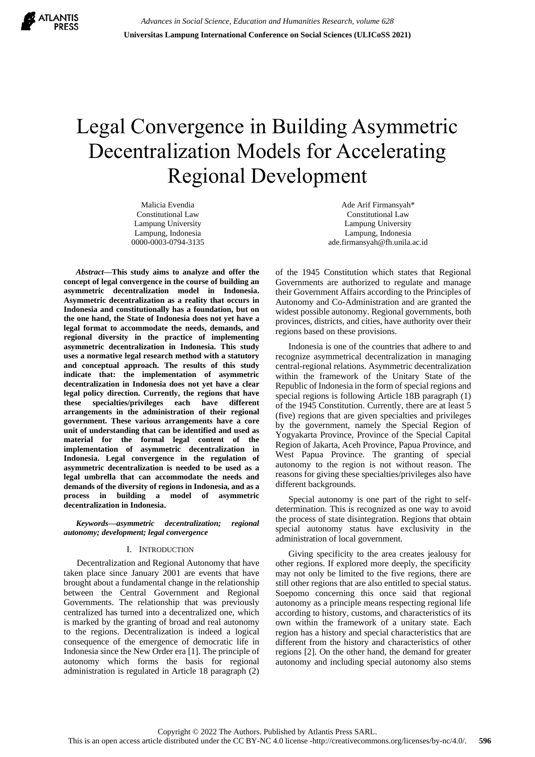# Legal Convergence in Building Asymmetric Decentralization Models for Accelerating Regional Development

Malicia Evendia
Constitutional Law
Lampung University
Lampung, Indonesia
0000-0003-0794-3135

Ade Arif Firmansyah*
Constitutional Law
Lampung University
Lampung, Indonesia
ade.firmansyah@fh.unila.ac.id

***Abstract*—This study aims to analyze and offer the concept of legal convergence in the course of building an asymmetric decentralization model in Indonesia. Asymmetric decentralization as a reality that occurs in Indonesia and constitutionally has a foundation, but on the one hand, the State of Indonesia does not yet have a legal format to accommodate the needs, demands, and regional diversity in the practice of implementing asymmetric decentralization in Indonesia. This study uses a normative legal research method with a statutory and conceptual approach. The results of this study indicate that: the implementation of asymmetric decentralization in Indonesia does not yet have a clear legal policy direction. Currently, the regions that have these specialties/privileges each have different arrangements in the administration of their regional government. These various arrangements have a core unit of understanding that can be identified and used as material for the formal legal content of the implementation of asymmetric decentralization in Indonesia. Legal convergence in the regulation of asymmetric decentralization is needed to be used as a legal umbrella that can accommodate the needs and demands of the diversity of regions in Indonesia, and as a process in building a model of asymmetric decentralization in Indonesia.**

***Keywords*—*asymmetric decentralization; regional autonomy; development; legal convergence***

## I. INTRODUCTION

Decentralization and Regional Autonomy that have taken place since January 2001 are events that have brought about a fundamental change in the relationship between the Central Government and Regional Governments. The relationship that was previously centralized has turned into a decentralized one, which is marked by the granting of broad and real autonomy to the regions. Decentralization is indeed a logical consequence of the emergence of democratic life in Indonesia since the New Order era [1]. The principle of autonomy which forms the basis for regional administration is regulated in Article 18 paragraph (2) of the 1945 Constitution which states that Regional Governments are authorized to regulate and manage their Government Affairs according to the Principles of Autonomy and Co-Administration and are granted the widest possible autonomy. Regional governments, both provinces, districts, and cities, have authority over their regions based on these provisions.

Indonesia is one of the countries that adhere to and recognize asymmetrical decentralization in managing central-regional relations. Asymmetric decentralization within the framework of the Unitary State of the Republic of Indonesia in the form of special regions and special regions is following Article 18B paragraph (1) of the 1945 Constitution. Currently, there are at least 5 (five) regions that are given specialties and privileges by the government, namely the Special Region of Yogyakarta Province, Province of the Special Capital Region of Jakarta, Aceh Province, Papua Province, and West Papua Province. The granting of special autonomy to the region is not without reason. The reasons for giving these specialties/privileges also have different backgrounds.

Special autonomy is one part of the right to self-determination. This is recognized as one way to avoid the process of state disintegration. Regions that obtain special autonomy status have exclusivity in the administration of local government.

Giving specificity to the area creates jealousy for other regions. If explored more deeply, the specificity may not only be limited to the five regions, there are still other regions that are also entitled to special status. Soepomo concerning this once said that regional autonomy as a principle means respecting regional life according to history, customs, and characteristics of its own within the framework of a unitary state. Each region has a history and special characteristics that are different from the history and characteristics of other regions [2]. On the other hand, the demand for greater autonomy and including special autonomy also stems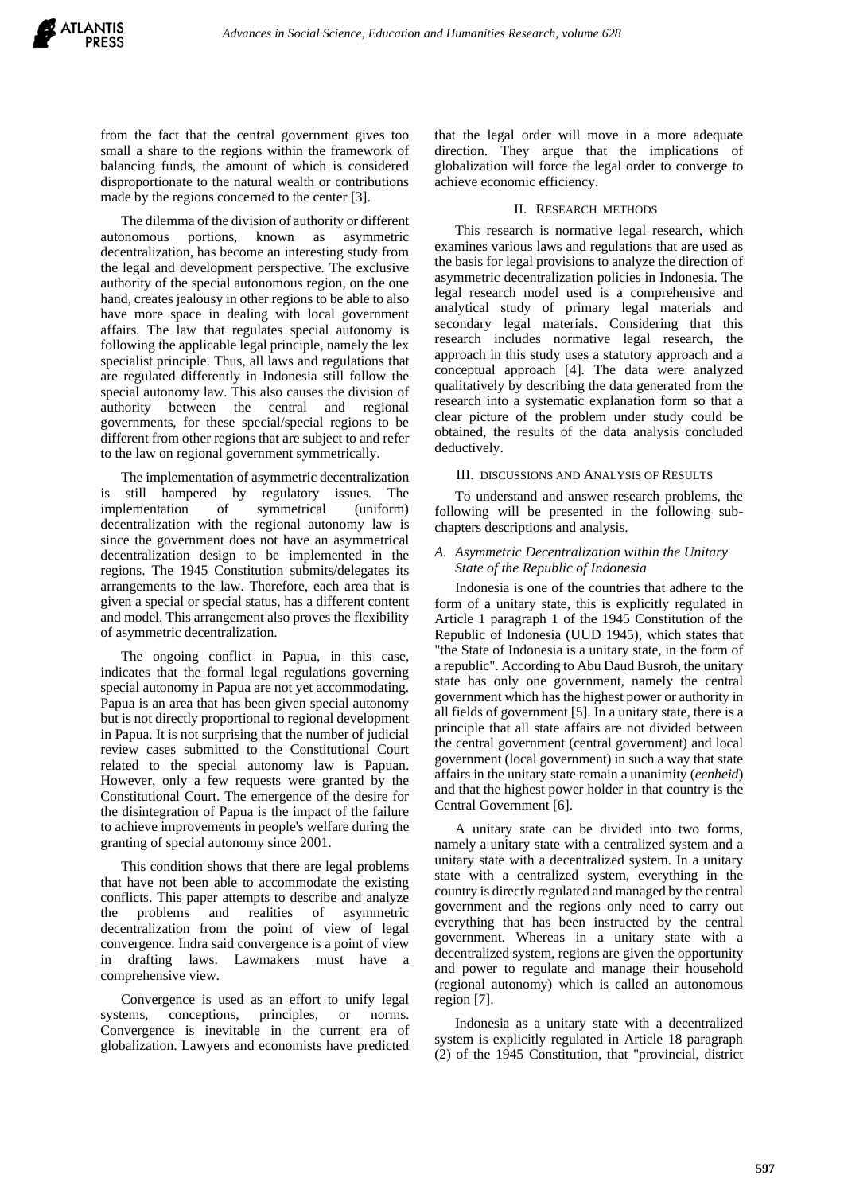from the fact that the central government gives too small a share to the regions within the framework of balancing funds, the amount of which is considered disproportionate to the natural wealth or contributions made by the regions concerned to the center [3].

The dilemma of the division of authority or different autonomous portions, known as asymmetric decentralization, has become an interesting study from the legal and development perspective. The exclusive authority of the special autonomous region, on the one hand, creates jealousy in other regions to be able to also have more space in dealing with local government affairs. The law that regulates special autonomy is following the applicable legal principle, namely the lex specialist principle. Thus, all laws and regulations that are regulated differently in Indonesia still follow the special autonomy law. This also causes the division of authority between the central and regional governments, for these special/special regions to be different from other regions that are subject to and refer to the law on regional government symmetrically.

The implementation of asymmetric decentralization is still hampered by regulatory issues. The implementation of symmetrical (uniform) decentralization with the regional autonomy law is since the government does not have an asymmetrical decentralization design to be implemented in the regions. The 1945 Constitution submits/delegates its arrangements to the law. Therefore, each area that is given a special or special status, has a different content and model. This arrangement also proves the flexibility of asymmetric decentralization.

The ongoing conflict in Papua, in this case, indicates that the formal legal regulations governing special autonomy in Papua are not yet accommodating. Papua is an area that has been given special autonomy but is not directly proportional to regional development in Papua. It is not surprising that the number of judicial review cases submitted to the Constitutional Court related to the special autonomy law is Papuan. However, only a few requests were granted by the Constitutional Court. The emergence of the desire for the disintegration of Papua is the impact of the failure to achieve improvements in people's welfare during the granting of special autonomy since 2001.

This condition shows that there are legal problems that have not been able to accommodate the existing conflicts. This paper attempts to describe and analyze the problems and realities of asymmetric decentralization from the point of view of legal convergence. Indra said convergence is a point of view in drafting laws. Lawmakers must have a comprehensive view.

Convergence is used as an effort to unify legal systems, conceptions, principles, or norms. Convergence is inevitable in the current era of globalization. Lawyers and economists have predicted that the legal order will move in a more adequate direction. They argue that the implications of globalization will force the legal order to converge to achieve economic efficiency.

## II. Research methods

This research is normative legal research, which examines various laws and regulations that are used as the basis for legal provisions to analyze the direction of asymmetric decentralization policies in Indonesia. The legal research model used is a comprehensive and analytical study of primary legal materials and secondary legal materials. Considering that this research includes normative legal research, the approach in this study uses a statutory approach and a conceptual approach [4]. The data were analyzed qualitatively by describing the data generated from the research into a systematic explanation form so that a clear picture of the problem under study could be obtained, the results of the data analysis concluded deductively.

## III. Discussions and Analysis of Results

To understand and answer research problems, the following will be presented in the following sub-chapters descriptions and analysis.

### *A. Asymmetric Decentralization within the Unitary State of the Republic of Indonesia*

Indonesia is one of the countries that adhere to the form of a unitary state, this is explicitly regulated in Article 1 paragraph 1 of the 1945 Constitution of the Republic of Indonesia (UUD 1945), which states that "the State of Indonesia is a unitary state, in the form of a republic". According to Abu Daud Busroh, the unitary state has only one government, namely the central government which has the highest power or authority in all fields of government [5]. In a unitary state, there is a principle that all state affairs are not divided between the central government (central government) and local government (local government) in such a way that state affairs in the unitary state remain a unanimity (*eenheid*) and that the highest power holder in that country is the Central Government [6].

A unitary state can be divided into two forms, namely a unitary state with a centralized system and a unitary state with a decentralized system. In a unitary state with a centralized system, everything in the country is directly regulated and managed by the central government and the regions only need to carry out everything that has been instructed by the central government. Whereas in a unitary state with a decentralized system, regions are given the opportunity and power to regulate and manage their household (regional autonomy) which is called an autonomous region [7].

Indonesia as a unitary state with a decentralized system is explicitly regulated in Article 18 paragraph (2) of the 1945 Constitution, that "provincial, district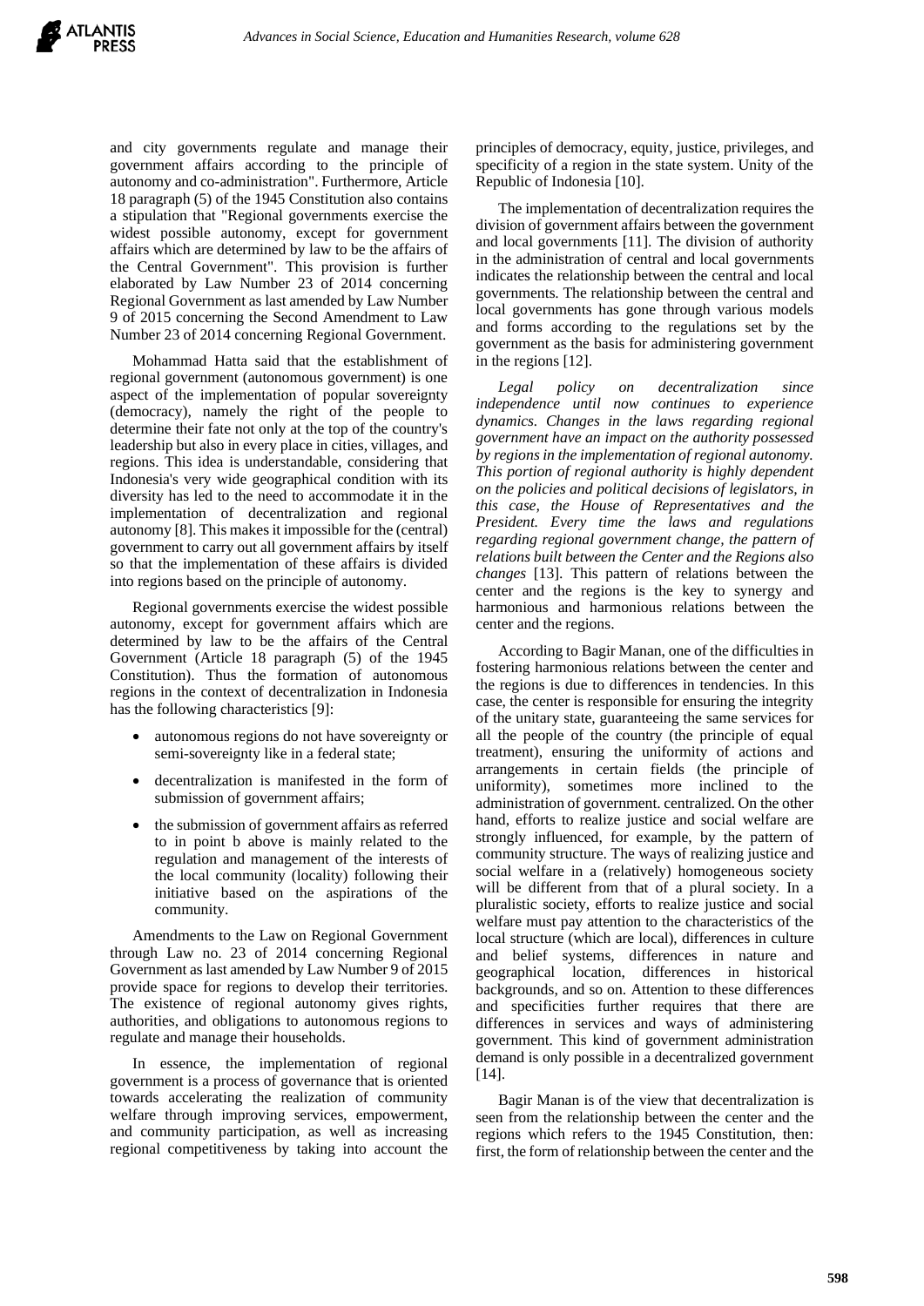and city governments regulate and manage their government affairs according to the principle of autonomy and co-administration". Furthermore, Article 18 paragraph (5) of the 1945 Constitution also contains a stipulation that "Regional governments exercise the widest possible autonomy, except for government affairs which are determined by law to be the affairs of the Central Government". This provision is further elaborated by Law Number 23 of 2014 concerning Regional Government as last amended by Law Number 9 of 2015 concerning the Second Amendment to Law Number 23 of 2014 concerning Regional Government.

Mohammad Hatta said that the establishment of regional government (autonomous government) is one aspect of the implementation of popular sovereignty (democracy), namely the right of the people to determine their fate not only at the top of the country's leadership but also in every place in cities, villages, and regions. This idea is understandable, considering that Indonesia's very wide geographical condition with its diversity has led to the need to accommodate it in the implementation of decentralization and regional autonomy [8]. This makes it impossible for the (central) government to carry out all government affairs by itself so that the implementation of these affairs is divided into regions based on the principle of autonomy.

Regional governments exercise the widest possible autonomy, except for government affairs which are determined by law to be the affairs of the Central Government (Article 18 paragraph (5) of the 1945 Constitution). Thus the formation of autonomous regions in the context of decentralization in Indonesia has the following characteristics [9]:

- autonomous regions do not have sovereignty or semi-sovereignty like in a federal state;
- decentralization is manifested in the form of submission of government affairs;
- the submission of government affairs as referred to in point b above is mainly related to the regulation and management of the interests of the local community (locality) following their initiative based on the aspirations of the community.

Amendments to the Law on Regional Government through Law no. 23 of 2014 concerning Regional Government as last amended by Law Number 9 of 2015 provide space for regions to develop their territories. The existence of regional autonomy gives rights, authorities, and obligations to autonomous regions to regulate and manage their households.

In essence, the implementation of regional government is a process of governance that is oriented towards accelerating the realization of community welfare through improving services, empowerment, and community participation, as well as increasing regional competitiveness by taking into account the principles of democracy, equity, justice, privileges, and specificity of a region in the state system. Unity of the Republic of Indonesia [10].

The implementation of decentralization requires the division of government affairs between the government and local governments [11]. The division of authority in the administration of central and local governments indicates the relationship between the central and local governments. The relationship between the central and local governments has gone through various models and forms according to the regulations set by the government as the basis for administering government in the regions [12].

*Legal policy on decentralization since independence until now continues to experience dynamics. Changes in the laws regarding regional government have an impact on the authority possessed by regions in the implementation of regional autonomy. This portion of regional authority is highly dependent on the policies and political decisions of legislators, in this case, the House of Representatives and the President. Every time the laws and regulations regarding regional government change, the pattern of relations built between the Center and the Regions also changes* [13]. This pattern of relations between the center and the regions is the key to synergy and harmonious and harmonious relations between the center and the regions.

According to Bagir Manan, one of the difficulties in fostering harmonious relations between the center and the regions is due to differences in tendencies. In this case, the center is responsible for ensuring the integrity of the unitary state, guaranteeing the same services for all the people of the country (the principle of equal treatment), ensuring the uniformity of actions and arrangements in certain fields (the principle of uniformity), sometimes more inclined to the administration of government. centralized. On the other hand, efforts to realize justice and social welfare are strongly influenced, for example, by the pattern of community structure. The ways of realizing justice and social welfare in a (relatively) homogeneous society will be different from that of a plural society. In a pluralistic society, efforts to realize justice and social welfare must pay attention to the characteristics of the local structure (which are local), differences in culture and belief systems, differences in nature and geographical location, differences in historical backgrounds, and so on. Attention to these differences and specificities further requires that there are differences in services and ways of administering government. This kind of government administration demand is only possible in a decentralized government [14].

Bagir Manan is of the view that decentralization is seen from the relationship between the center and the regions which refers to the 1945 Constitution, then: first, the form of relationship between the center and the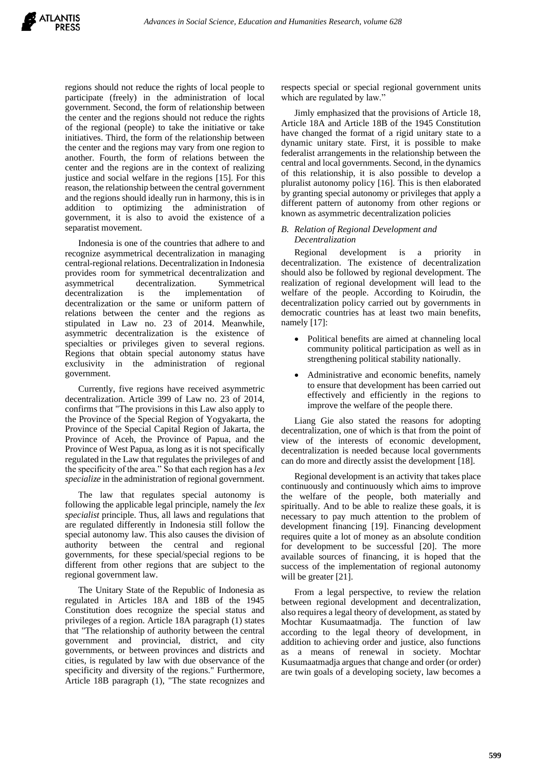regions should not reduce the rights of local people to participate (freely) in the administration of local government. Second, the form of relationship between the center and the regions should not reduce the rights of the regional (people) to take the initiative or take initiatives. Third, the form of the relationship between the center and the regions may vary from one region to another. Fourth, the form of relations between the center and the regions are in the context of realizing justice and social welfare in the regions [15]. For this reason, the relationship between the central government and the regions should ideally run in harmony, this is in addition to optimizing the administration of government, it is also to avoid the existence of a separatist movement.

Indonesia is one of the countries that adhere to and recognize asymmetrical decentralization in managing central-regional relations. Decentralization in Indonesia provides room for symmetrical decentralization and asymmetrical decentralization. Symmetrical decentralization is the implementation of decentralization or the same or uniform pattern of relations between the center and the regions as stipulated in Law no. 23 of 2014. Meanwhile, asymmetric decentralization is the existence of specialties or privileges given to several regions. Regions that obtain special autonomy status have exclusivity in the administration of regional government.

Currently, five regions have received asymmetric decentralization. Article 399 of Law no. 23 of 2014, confirms that "The provisions in this Law also apply to the Province of the Special Region of Yogyakarta, the Province of the Special Capital Region of Jakarta, the Province of Aceh, the Province of Papua, and the Province of West Papua, as long as it is not specifically regulated in the Law that regulates the privileges of and the specificity of the area." So that each region has a *lex specialize* in the administration of regional government.

The law that regulates special autonomy is following the applicable legal principle, namely the *lex specialist* principle. Thus, all laws and regulations that are regulated differently in Indonesia still follow the special autonomy law. This also causes the division of authority between the central and regional governments, for these special/special regions to be different from other regions that are subject to the regional government law.

The Unitary State of the Republic of Indonesia as regulated in Articles 18A and 18B of the 1945 Constitution does recognize the special status and privileges of a region. Article 18A paragraph (1) states that "The relationship of authority between the central government and provincial, district, and city governments, or between provinces and districts and cities, is regulated by law with due observance of the specificity and diversity of the regions." Furthermore, Article 18B paragraph (1), "The state recognizes and respects special or special regional government units which are regulated by law."

Jimly emphasized that the provisions of Article 18, Article 18A and Article 18B of the 1945 Constitution have changed the format of a rigid unitary state to a dynamic unitary state. First, it is possible to make federalist arrangements in the relationship between the central and local governments. Second, in the dynamics of this relationship, it is also possible to develop a pluralist autonomy policy [16]. This is then elaborated by granting special autonomy or privileges that apply a different pattern of autonomy from other regions or known as asymmetric decentralization policies

### *B. Relation of Regional Development and Decentralization*

Regional development is a priority in decentralization. The existence of decentralization should also be followed by regional development. The realization of regional development will lead to the welfare of the people. According to Koirudin, the decentralization policy carried out by governments in democratic countries has at least two main benefits, namely [17]:

- Political benefits are aimed at channeling local community political participation as well as in strengthening political stability nationally.
- Administrative and economic benefits, namely to ensure that development has been carried out effectively and efficiently in the regions to improve the welfare of the people there.

Liang Gie also stated the reasons for adopting decentralization, one of which is that from the point of view of the interests of economic development, decentralization is needed because local governments can do more and directly assist the development [18].

Regional development is an activity that takes place continuously and continuously which aims to improve the welfare of the people, both materially and spiritually. And to be able to realize these goals, it is necessary to pay much attention to the problem of development financing [19]. Financing development requires quite a lot of money as an absolute condition for development to be successful [20]. The more available sources of financing, it is hoped that the success of the implementation of regional autonomy will be greater [21].

From a legal perspective, to review the relation between regional development and decentralization, also requires a legal theory of development, as stated by Mochtar Kusumaatmadja. The function of law according to the legal theory of development, in addition to achieving order and justice, also functions as a means of renewal in society. Mochtar Kusumaatmadja argues that change and order (or order) are twin goals of a developing society, law becomes a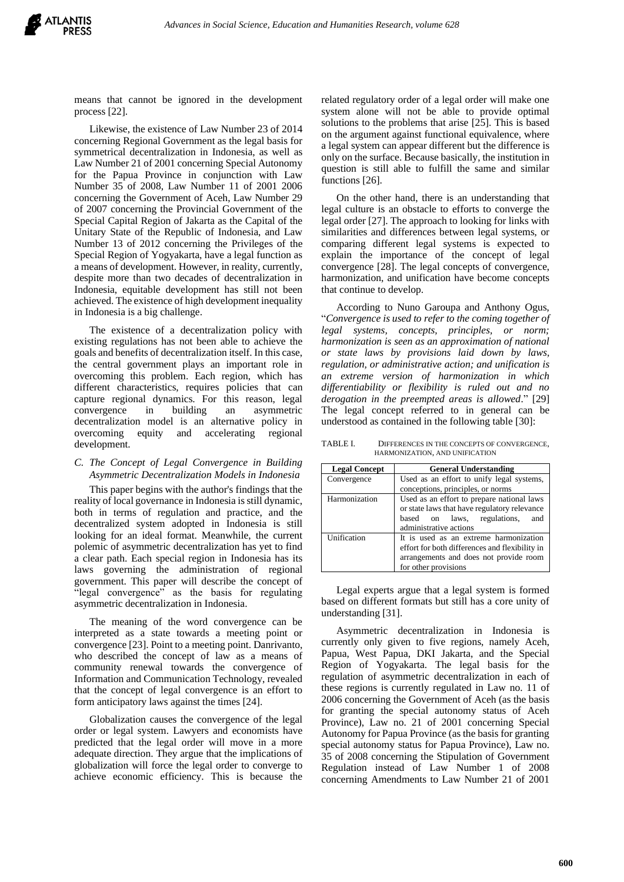means that cannot be ignored in the development process [22].

Likewise, the existence of Law Number 23 of 2014 concerning Regional Government as the legal basis for symmetrical decentralization in Indonesia, as well as Law Number 21 of 2001 concerning Special Autonomy for the Papua Province in conjunction with Law Number 35 of 2008, Law Number 11 of 2001 2006 concerning the Government of Aceh, Law Number 29 of 2007 concerning the Provincial Government of the Special Capital Region of Jakarta as the Capital of the Unitary State of the Republic of Indonesia, and Law Number 13 of 2012 concerning the Privileges of the Special Region of Yogyakarta, have a legal function as a means of development. However, in reality, currently, despite more than two decades of decentralization in Indonesia, equitable development has still not been achieved. The existence of high development inequality in Indonesia is a big challenge.

The existence of a decentralization policy with existing regulations has not been able to achieve the goals and benefits of decentralization itself. In this case, the central government plays an important role in overcoming this problem. Each region, which has different characteristics, requires policies that can capture regional dynamics. For this reason, legal convergence in building an asymmetric decentralization model is an alternative policy in overcoming equity and accelerating regional development.

### *C. The Concept of Legal Convergence in Building Asymmetric Decentralization Models in Indonesia*

This paper begins with the author's findings that the reality of local governance in Indonesia is still dynamic, both in terms of regulation and practice, and the decentralized system adopted in Indonesia is still looking for an ideal format. Meanwhile, the current polemic of asymmetric decentralization has yet to find a clear path. Each special region in Indonesia has its laws governing the administration of regional government. This paper will describe the concept of "legal convergence" as the basis for regulating asymmetric decentralization in Indonesia.

The meaning of the word convergence can be interpreted as a state towards a meeting point or convergence [23]. Point to a meeting point. Danrivanto, who described the concept of law as a means of community renewal towards the convergence of Information and Communication Technology, revealed that the concept of legal convergence is an effort to form anticipatory laws against the times [24].

Globalization causes the convergence of the legal order or legal system. Lawyers and economists have predicted that the legal order will move in a more adequate direction. They argue that the implications of globalization will force the legal order to converge to achieve economic efficiency. This is because the related regulatory order of a legal order will make one system alone will not be able to provide optimal solutions to the problems that arise [25]. This is based on the argument against functional equivalence, where a legal system can appear different but the difference is only on the surface. Because basically, the institution in question is still able to fulfill the same and similar functions [26].

On the other hand, there is an understanding that legal culture is an obstacle to efforts to converge the legal order [27]. The approach to looking for links with similarities and differences between legal systems, or comparing different legal systems is expected to explain the importance of the concept of legal convergence [28]. The legal concepts of convergence, harmonization, and unification have become concepts that continue to develop.

According to Nuno Garoupa and Anthony Ogus, "*Convergence is used to refer to the coming together of legal systems, concepts, principles, or norm; harmonization is seen as an approximation of national or state laws by provisions laid down by laws, regulation, or administrative action; and unification is an extreme version of harmonization in which differentiability or flexibility is ruled out and no derogation in the preempted areas is allowed*." [29] The legal concept referred to in general can be understood as contained in the following table [30]:

TABLE I. DIFFERENCES IN THE CONCEPTS OF CONVERGENCE, HARMONIZATION, AND UNIFICATION

| Legal Concept | General Understanding |
|---|---|
| Convergence | Used as an effort to unify legal systems, conceptions, principles, or norms |
| Harmonization | Used as an effort to prepare national laws or state laws that have regulatory relevance based on laws, regulations, and administrative actions |
| Unification | It is used as an extreme harmonization effort for both differences and flexibility in arrangements and does not provide room for other provisions |

Legal experts argue that a legal system is formed based on different formats but still has a core unity of understanding [31].

Asymmetric decentralization in Indonesia is currently only given to five regions, namely Aceh, Papua, West Papua, DKI Jakarta, and the Special Region of Yogyakarta. The legal basis for the regulation of asymmetric decentralization in each of these regions is currently regulated in Law no. 11 of 2006 concerning the Government of Aceh (as the basis for granting the special autonomy status of Aceh Province), Law no. 21 of 2001 concerning Special Autonomy for Papua Province (as the basis for granting special autonomy status for Papua Province), Law no. 35 of 2008 concerning the Stipulation of Government Regulation instead of Law Number 1 of 2008 concerning Amendments to Law Number 21 of 2001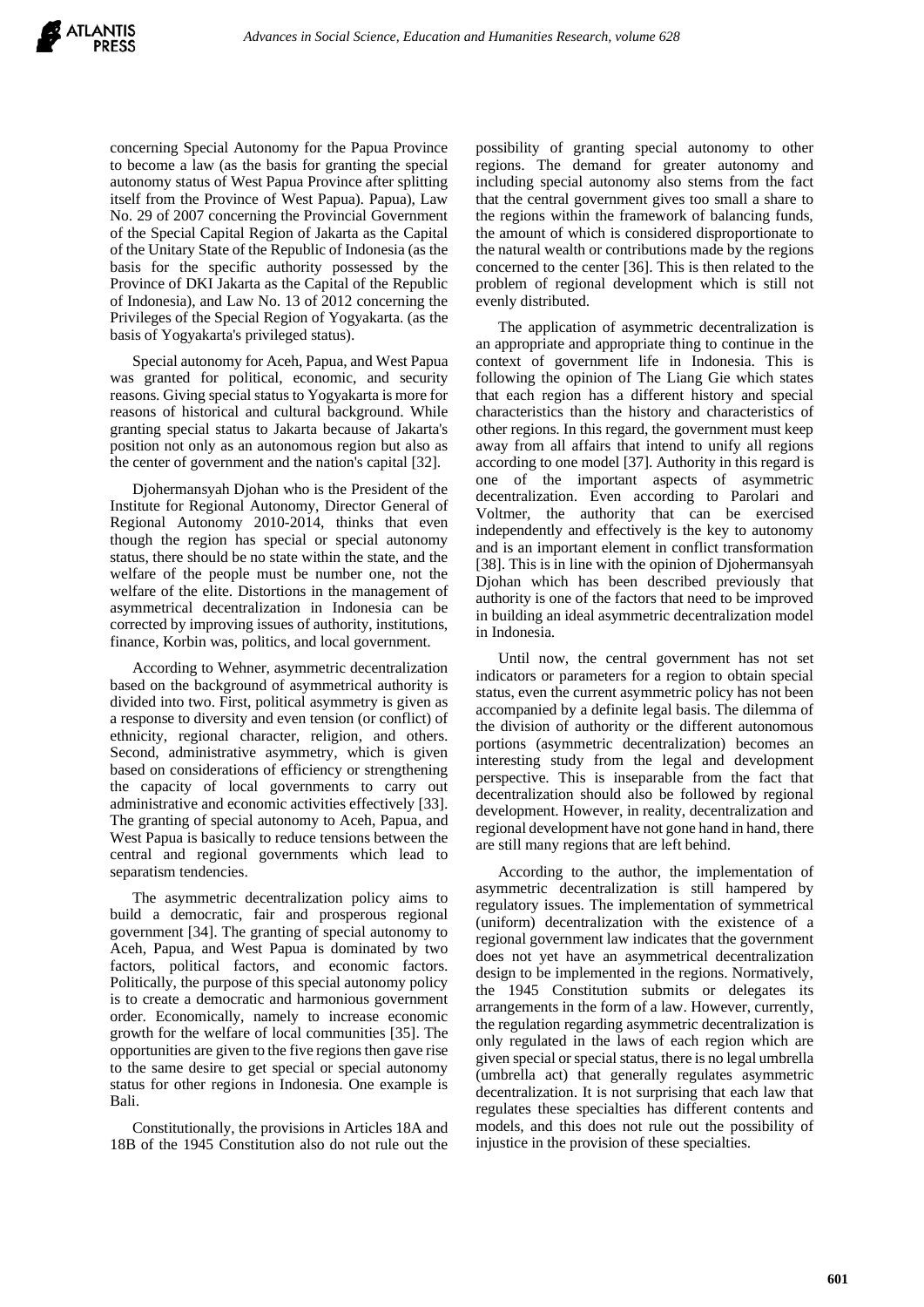concerning Special Autonomy for the Papua Province to become a law (as the basis for granting the special autonomy status of West Papua Province after splitting itself from the Province of West Papua). Papua), Law No. 29 of 2007 concerning the Provincial Government of the Special Capital Region of Jakarta as the Capital of the Unitary State of the Republic of Indonesia (as the basis for the specific authority possessed by the Province of DKI Jakarta as the Capital of the Republic of Indonesia), and Law No. 13 of 2012 concerning the Privileges of the Special Region of Yogyakarta. (as the basis of Yogyakarta's privileged status).

Special autonomy for Aceh, Papua, and West Papua was granted for political, economic, and security reasons. Giving special status to Yogyakarta is more for reasons of historical and cultural background. While granting special status to Jakarta because of Jakarta's position not only as an autonomous region but also as the center of government and the nation's capital [32].

Djohermansyah Djohan who is the President of the Institute for Regional Autonomy, Director General of Regional Autonomy 2010-2014, thinks that even though the region has special or special autonomy status, there should be no state within the state, and the welfare of the people must be number one, not the welfare of the elite. Distortions in the management of asymmetrical decentralization in Indonesia can be corrected by improving issues of authority, institutions, finance, Korbin was, politics, and local government.

According to Wehner, asymmetric decentralization based on the background of asymmetrical authority is divided into two. First, political asymmetry is given as a response to diversity and even tension (or conflict) of ethnicity, regional character, religion, and others. Second, administrative asymmetry, which is given based on considerations of efficiency or strengthening the capacity of local governments to carry out administrative and economic activities effectively [33]. The granting of special autonomy to Aceh, Papua, and West Papua is basically to reduce tensions between the central and regional governments which lead to separatism tendencies.

The asymmetric decentralization policy aims to build a democratic, fair and prosperous regional government [34]. The granting of special autonomy to Aceh, Papua, and West Papua is dominated by two factors, political factors, and economic factors. Politically, the purpose of this special autonomy policy is to create a democratic and harmonious government order. Economically, namely to increase economic growth for the welfare of local communities [35]. The opportunities are given to the five regions then gave rise to the same desire to get special or special autonomy status for other regions in Indonesia. One example is Bali.

Constitutionally, the provisions in Articles 18A and 18B of the 1945 Constitution also do not rule out the possibility of granting special autonomy to other regions. The demand for greater autonomy and including special autonomy also stems from the fact that the central government gives too small a share to the regions within the framework of balancing funds, the amount of which is considered disproportionate to the natural wealth or contributions made by the regions concerned to the center [36]. This is then related to the problem of regional development which is still not evenly distributed.

The application of asymmetric decentralization is an appropriate and appropriate thing to continue in the context of government life in Indonesia. This is following the opinion of The Liang Gie which states that each region has a different history and special characteristics than the history and characteristics of other regions. In this regard, the government must keep away from all affairs that intend to unify all regions according to one model [37]. Authority in this regard is one of the important aspects of asymmetric decentralization. Even according to Parolari and Voltmer, the authority that can be exercised independently and effectively is the key to autonomy and is an important element in conflict transformation [38]. This is in line with the opinion of Djohermansyah Djohan which has been described previously that authority is one of the factors that need to be improved in building an ideal asymmetric decentralization model in Indonesia.

Until now, the central government has not set indicators or parameters for a region to obtain special status, even the current asymmetric policy has not been accompanied by a definite legal basis. The dilemma of the division of authority or the different autonomous portions (asymmetric decentralization) becomes an interesting study from the legal and development perspective. This is inseparable from the fact that decentralization should also be followed by regional development. However, in reality, decentralization and regional development have not gone hand in hand, there are still many regions that are left behind.

According to the author, the implementation of asymmetric decentralization is still hampered by regulatory issues. The implementation of symmetrical (uniform) decentralization with the existence of a regional government law indicates that the government does not yet have an asymmetrical decentralization design to be implemented in the regions. Normatively, the 1945 Constitution submits or delegates its arrangements in the form of a law. However, currently, the regulation regarding asymmetric decentralization is only regulated in the laws of each region which are given special or special status, there is no legal umbrella (umbrella act) that generally regulates asymmetric decentralization. It is not surprising that each law that regulates these specialties has different contents and models, and this does not rule out the possibility of injustice in the provision of these specialties.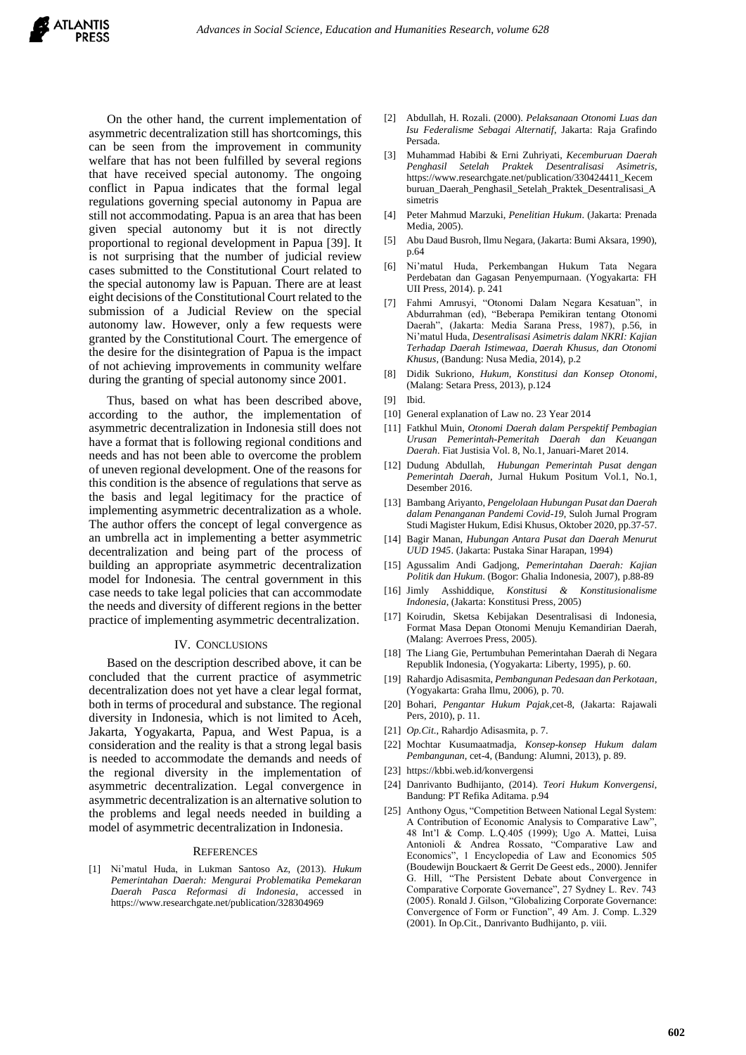On the other hand, the current implementation of asymmetric decentralization still has shortcomings, this can be seen from the improvement in community welfare that has not been fulfilled by several regions that have received special autonomy. The ongoing conflict in Papua indicates that the formal legal regulations governing special autonomy in Papua are still not accommodating. Papua is an area that has been given special autonomy but it is not directly proportional to regional development in Papua [39]. It is not surprising that the number of judicial review cases submitted to the Constitutional Court related to the special autonomy law is Papuan. There are at least eight decisions of the Constitutional Court related to the submission of a Judicial Review on the special autonomy law. However, only a few requests were granted by the Constitutional Court. The emergence of the desire for the disintegration of Papua is the impact of not achieving improvements in community welfare during the granting of special autonomy since 2001.

Thus, based on what has been described above, according to the author, the implementation of asymmetric decentralization in Indonesia still does not have a format that is following regional conditions and needs and has not been able to overcome the problem of uneven regional development. One of the reasons for this condition is the absence of regulations that serve as the basis and legal legitimacy for the practice of implementing asymmetric decentralization as a whole. The author offers the concept of legal convergence as an umbrella act in implementing a better asymmetric decentralization and being part of the process of building an appropriate asymmetric decentralization model for Indonesia. The central government in this case needs to take legal policies that can accommodate the needs and diversity of different regions in the better practice of implementing asymmetric decentralization.

## IV. CONCLUSIONS

Based on the description described above, it can be concluded that the current practice of asymmetric decentralization does not yet have a clear legal format, both in terms of procedural and substance. The regional diversity in Indonesia, which is not limited to Aceh, Jakarta, Yogyakarta, Papua, and West Papua, is a consideration and the reality is that a strong legal basis is needed to accommodate the demands and needs of the regional diversity in the implementation of asymmetric decentralization. Legal convergence in asymmetric decentralization is an alternative solution to the problems and legal needs needed in building a model of asymmetric decentralization in Indonesia.

## REFERENCES

[1] Ni'matul Huda, in Lukman Santoso Az, (2013). *Hukum Pemerintahan Daerah: Mengurai Problematika Pemekaran Daerah Pasca Reformasi di Indonesia*, accessed in https://www.researchgate.net/publication/328304969

[2] Abdullah, H. Rozali. (2000). *Pelaksanaan Otonomi Luas dan Isu Federalisme Sebagai Alternatif*, Jakarta: Raja Grafindo Persada.

[3] Muhammad Habibi & Erni Zuhriyati, *Kecemburuan Daerah Penghasil Setelah Praktek Desentralisasi Asimetris*, https://www.researchgate.net/publication/330424411_Kecemburuan_Daerah_Penghasil_Setelah_Praktek_Desentralisasi_Asimetris

[4] Peter Mahmud Marzuki, *Penelitian Hukum*. (Jakarta: Prenada Media, 2005).

[5] Abu Daud Busroh, Ilmu Negara, (Jakarta: Bumi Aksara, 1990), p.64

[6] Ni'matul Huda, Perkembangan Hukum Tata Negara Perdebatan dan Gagasan Penyempurnaan. (Yogyakarta: FH UII Press, 2014). p. 241

[7] Fahmi Amrusyi, "Otonomi Dalam Negara Kesatuan", in Abdurrahman (ed), "Beberapa Pemikiran tentang Otonomi Daerah", (Jakarta: Media Sarana Press, 1987), p.56, in Ni'matul Huda, *Desentralisasi Asimetris dalam NKRI: Kajian Terhadap Daerah Istimewa, Daerah Khusus, dan Otonomi Khusus*, (Bandung: Nusa Media, 2014), p.2

[8] Didik Sukriono, *Hukum, Konstitusi dan Konsep Otonomi*, (Malang: Setara Press, 2013), p.124

[9] Ibid.

[10] General explanation of Law no. 23 Year 2014

[11] Fatkhul Muin, *Otonomi Daerah dalam Perspektif Pembagian Urusan Pemerintah-Pemerintah Daerah dan Keuangan Daerah*. Fiat Justisia Vol. 8, No.1, Januari-Maret 2014.

[12] Dudung Abdullah, *Hubungan Pemerintah Pusat dengan Pemerintah Daerah*, Jurnal Hukum Positum Vol.1, No.1, Desember 2016.

[13] Bambang Ariyanto, *Pengelolaan Hubungan Pusat dan Daerah dalam Penanganan Pandemi Covid-19*, Suloh Jurnal Program Studi Magister Hukum, Edisi Khusus, Oktober 2020, pp.37-57.

[14] Bagir Manan, *Hubungan Antara Pusat dan Daerah Menurut UUD 1945*. (Jakarta: Pustaka Sinar Harapan, 1994)

[15] Agussalim Andi Gadjong, *Pemerintahan Daerah: Kajian Politik dan Hukum*. (Bogor: Ghalia Indonesia, 2007), p.88-89

[16] Jimly Asshiddique, *Konstitusi & Konstitusionalisme Indonesia*, (Jakarta: Konstitusi Press, 2005)

[17] Koirudin, Sketsa Kebijakan Desentralisasi di Indonesia, Format Masa Depan Otonomi Menuju Kemandirian Daerah, (Malang: Averroes Press, 2005).

[18] The Liang Gie, Pertumbuhan Pemerintahan Daerah di Negara Republik Indonesia, (Yogyakarta: Liberty, 1995), p. 60.

[19] Rahardjo Adisasmita, *Pembangunan Pedesaan dan Perkotaan*, (Yogyakarta: Graha Ilmu, 2006), p. 70.

[20] Bohari, *Pengantar Hukum Pajak*,cet-8, (Jakarta: Rajawali Pers, 2010), p. 11.

[21] *Op.Cit*., Rahardjo Adisasmita, p. 7.

[22] Mochtar Kusumaatmadja, *Konsep-konsep Hukum dalam Pembangunan*, cet-4, (Bandung: Alumni, 2013), p. 89.

[23] https://kbbi.web.id/konvergensi

[24] Danrivanto Budhijanto, (2014). *Teori Hukum Konvergensi*, Bandung: PT Refika Aditama. p.94

[25] Anthony Ogus, "Competition Between National Legal System: A Contribution of Economic Analysis to Comparative Law", 48 Int'l & Comp. L.Q.405 (1999); Ugo A. Mattei, Luisa Antonioli & Andrea Rossato, "Comparative Law and Economics", 1 Encyclopedia of Law and Economics 505 (Boudewijn Bouckaert & Gerrit De Geest eds., 2000). Jennifer G. Hill, "The Persistent Debate about Convergence in Comparative Corporate Governance", 27 Sydney L. Rev. 743 (2005). Ronald J. Gilson, "Globalizing Corporate Governance: Convergence of Form or Function", 49 Am. J. Comp. L.329 (2001). In Op.Cit., Danrivanto Budhijanto, p. viii.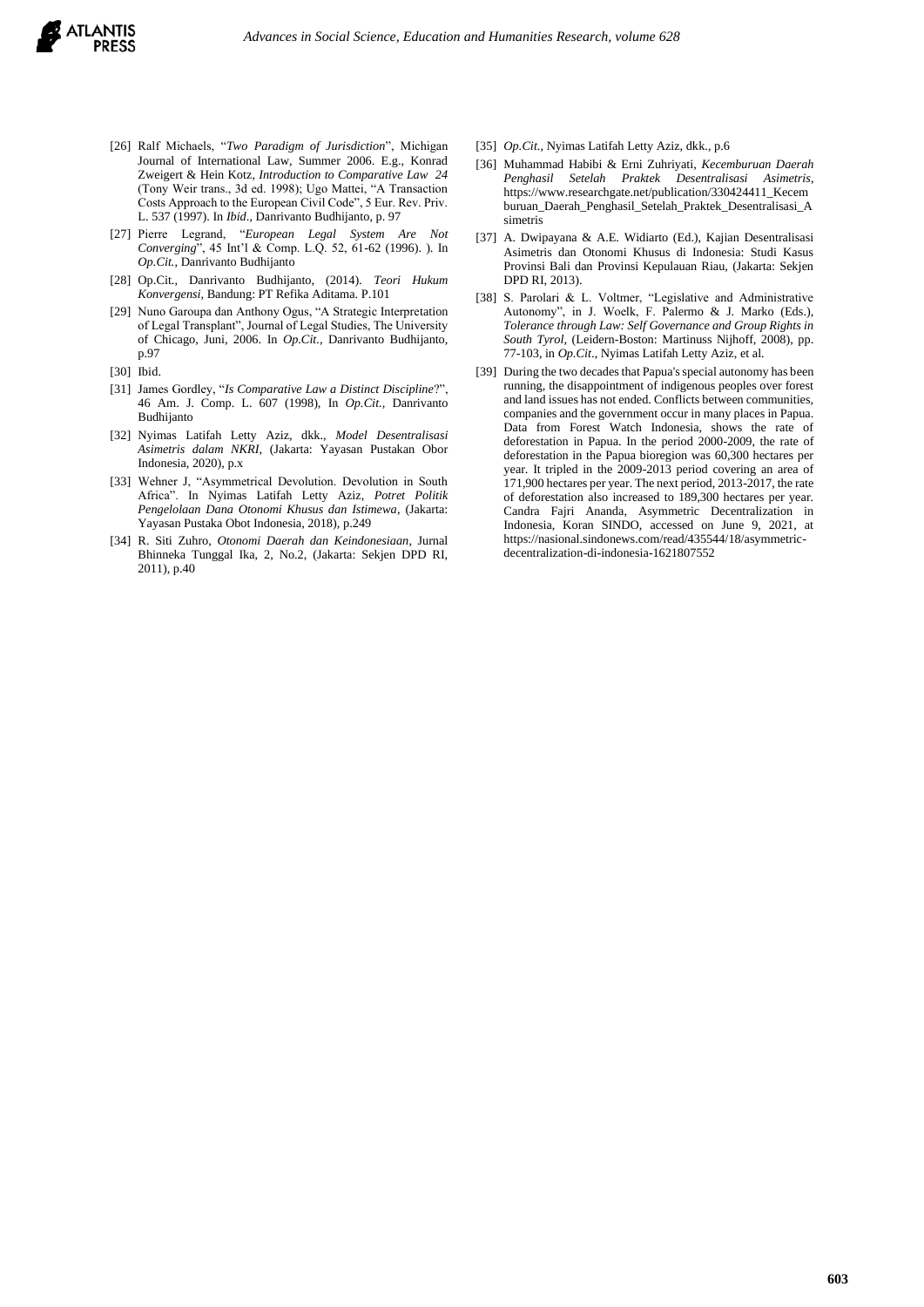[26] Ralf Michaels, "*Two Paradigm of Jurisdiction*", Michigan Journal of International Law, Summer 2006. E.g., Konrad Zweigert & Hein Kotz, *Introduction to Comparative Law 24* (Tony Weir trans., 3d ed. 1998); Ugo Mattei, "A Transaction Costs Approach to the European Civil Code", 5 Eur. Rev. Priv. L. 537 (1997). In *Ibid*., Danrivanto Budhijanto, p. 97

[27] Pierre Legrand, "*European Legal System Are Not Converging*", 45 Int'l & Comp. L.Q. 52, 61-62 (1996). ). In *Op.Cit.*, Danrivanto Budhijanto

[28] Op.Cit., Danrivanto Budhijanto, (2014). *Teori Hukum Konvergensi*, Bandung: PT Refika Aditama. P.101

[29] Nuno Garoupa dan Anthony Ogus, "A Strategic Interpretation of Legal Transplant", Journal of Legal Studies, The University of Chicago, Juni, 2006. In *Op.Cit*., Danrivanto Budhijanto, p.97

[30] Ibid.

[31] James Gordley, "*Is Comparative Law a Distinct Discipline*?", 46 Am. J. Comp. L. 607 (1998), In *Op.Cit.,* Danrivanto Budhijanto

[32] Nyimas Latifah Letty Aziz, dkk., *Model Desentralisasi Asimetris dalam NKRI*, (Jakarta: Yayasan Pustakan Obor Indonesia, 2020), p.x

[33] Wehner J, "Asymmetrical Devolution. Devolution in South Africa". In Nyimas Latifah Letty Aziz, *Potret Politik Pengelolaan Dana Otonomi Khusus dan Istimewa*, (Jakarta: Yayasan Pustaka Obot Indonesia, 2018), p.249

[34] R. Siti Zuhro, *Otonomi Daerah dan Keindonesiaan*, Jurnal Bhinneka Tunggal Ika, 2, No.2, (Jakarta: Sekjen DPD RI, 2011), p.40

[35] *Op.Cit*., Nyimas Latifah Letty Aziz, dkk., p.6

[36] Muhammad Habibi & Erni Zuhriyati, *Kecemburuan Daerah Penghasil Setelah Praktek Desentralisasi Asimetris*, https://www.researchgate.net/publication/330424411_Kecemburuan_Daerah_Penghasil_Setelah_Praktek_Desentralisasi_Asimetris

[37] A. Dwipayana & A.E. Widiarto (Ed.), Kajian Desentralisasi Asimetris dan Otonomi Khusus di Indonesia: Studi Kasus Provinsi Bali dan Provinsi Kepulauan Riau, (Jakarta: Sekjen DPD RI, 2013).

[38] S. Parolari & L. Voltmer, "Legislative and Administrative Autonomy", in J. Woelk, F. Palermo & J. Marko (Eds.), *Tolerance through Law: Self Governance and Group Rights in South Tyrol*, (Leidern-Boston: Martinuss Nijhoff, 2008), pp. 77-103, in *Op.Cit*., Nyimas Latifah Letty Aziz, et al.

[39] During the two decades that Papua's special autonomy has been running, the disappointment of indigenous peoples over forest and land issues has not ended. Conflicts between communities, companies and the government occur in many places in Papua. Data from Forest Watch Indonesia, shows the rate of deforestation in Papua. In the period 2000-2009, the rate of deforestation in the Papua bioregion was 60,300 hectares per year. It tripled in the 2009-2013 period covering an area of 171,900 hectares per year. The next period, 2013-2017, the rate of deforestation also increased to 189,300 hectares per year. Candra Fajri Ananda, Asymmetric Decentralization in Indonesia, Koran SINDO, accessed on June 9, 2021, at https://nasional.sindonews.com/read/435544/18/asymmetric-decentralization-di-indonesia-1621807552